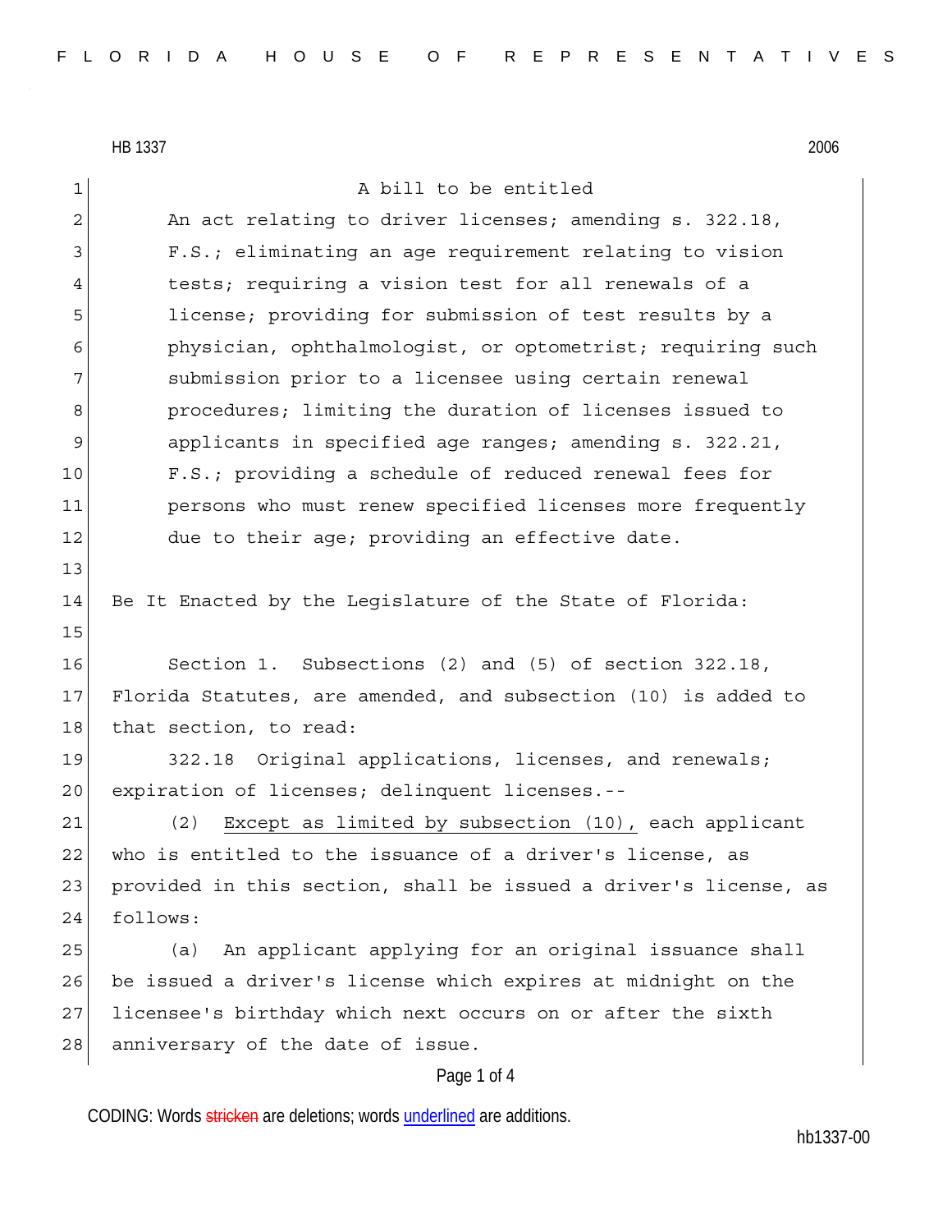HB 1337 2006

A bill to be entitled

An act relating to driver licenses; amending s. 322.18, F.S.; eliminating an age requirement relating to vision tests; requiring a vision test for all renewals of a license; providing for submission of test results by a physician, ophthalmologist, or optometrist; requiring such submission prior to a licensee using certain renewal procedures; limiting the duration of licenses issued to applicants in specified age ranges; amending s. 322.21, F.S.; providing a schedule of reduced renewal fees for persons who must renew specified licenses more frequently due to their age; providing an effective date.

Be It Enacted by the Legislature of the State of Florida:

Section 1. Subsections (2) and (5) of section 322.18, Florida Statutes, are amended, and subsection (10) is added to that section, to read:

322.18 Original applications, licenses, and renewals; expiration of licenses; delinquent licenses.--

(2) <u>Except as limited by subsection (10),</u> each applicant who is entitled to the issuance of a driver's license, as provided in this section, shall be issued a driver's license, as follows:

(a) An applicant applying for an original issuance shall be issued a driver's license which expires at midnight on the licensee's birthday which next occurs on or after the sixth anniversary of the date of issue.

CODING: Words ~~stricken~~ are deletions; words <u>underlined</u> are additions.

hb1337-00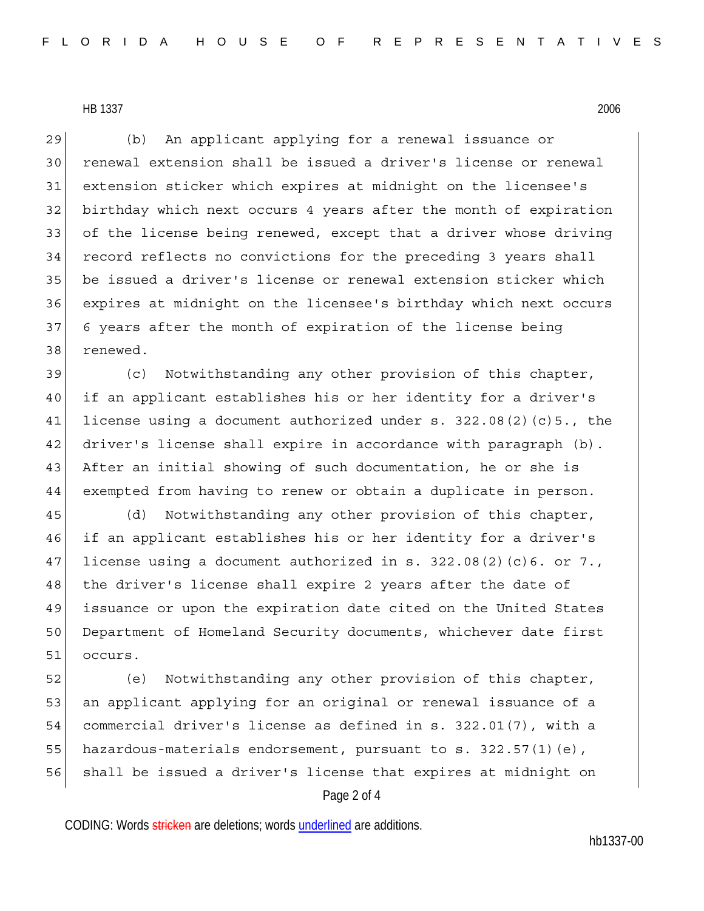(b) An applicant applying for a renewal issuance or renewal extension shall be issued a driver's license or renewal extension sticker which expires at midnight on the licensee's birthday which next occurs 4 years after the month of expiration of the license being renewed, except that a driver whose driving record reflects no convictions for the preceding 3 years shall be issued a driver's license or renewal extension sticker which expires at midnight on the licensee's birthday which next occurs 6 years after the month of expiration of the license being renewed.

(c) Notwithstanding any other provision of this chapter, if an applicant establishes his or her identity for a driver's license using a document authorized under s. 322.08(2)(c)5., the driver's license shall expire in accordance with paragraph (b). After an initial showing of such documentation, he or she is exempted from having to renew or obtain a duplicate in person.

(d) Notwithstanding any other provision of this chapter, if an applicant establishes his or her identity for a driver's license using a document authorized in s. 322.08(2)(c)6. or 7., the driver's license shall expire 2 years after the date of issuance or upon the expiration date cited on the United States Department of Homeland Security documents, whichever date first occurs.

(e) Notwithstanding any other provision of this chapter, an applicant applying for an original or renewal issuance of a commercial driver's license as defined in s. 322.01(7), with a hazardous-materials endorsement, pursuant to s. 322.57(1)(e), shall be issued a driver's license that expires at midnight on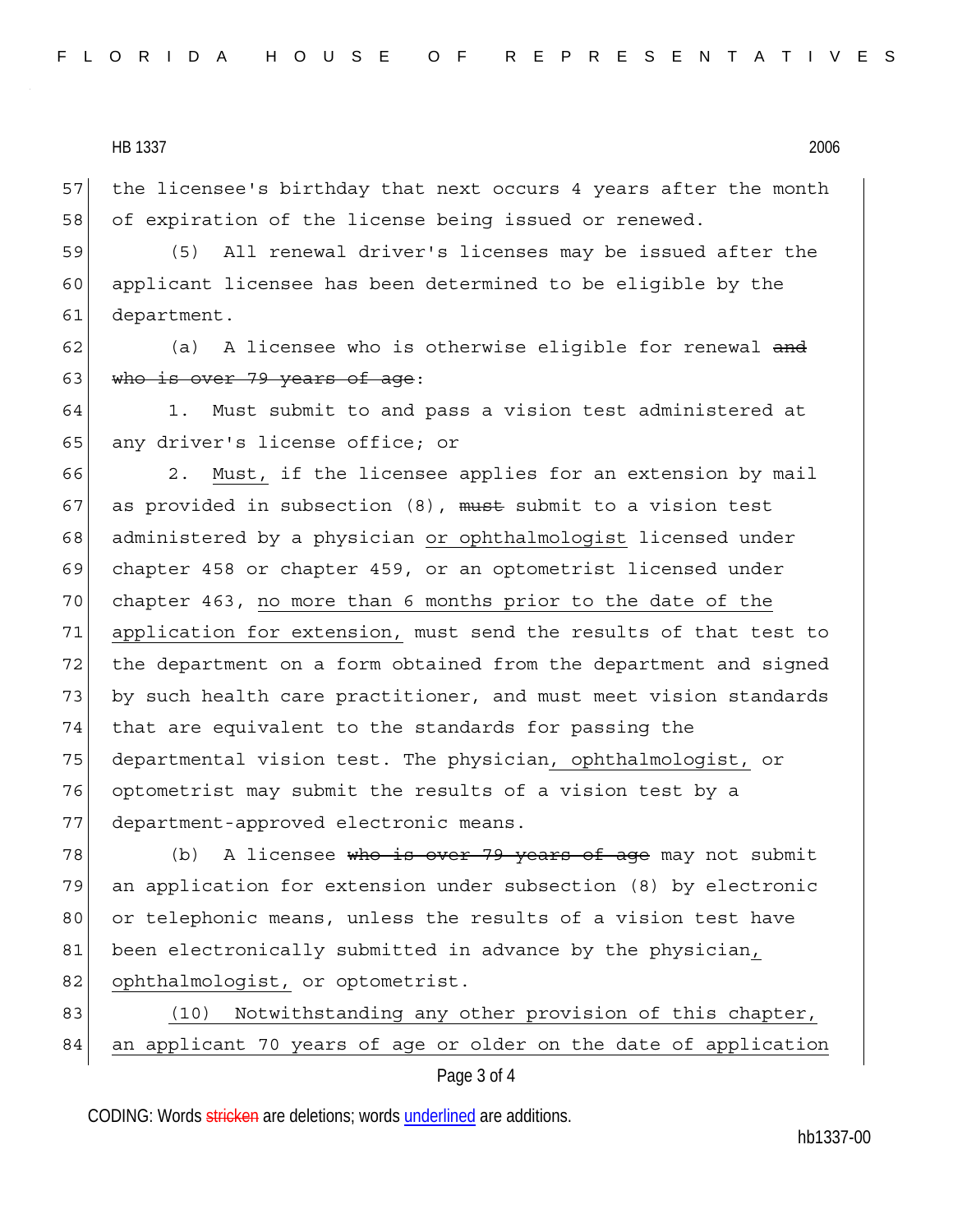the licensee's birthday that next occurs 4 years after the month of expiration of the license being issued or renewed.

(5) All renewal driver's licenses may be issued after the applicant licensee has been determined to be eligible by the department.

(a) A licensee who is otherwise eligible for renewal ~~and who is over 79 years of age~~:

1. Must submit to and pass a vision test administered at any driver's license office; or

2. Must, if the licensee applies for an extension by mail as provided in subsection (8), ~~must~~ submit to a vision test administered by a physician or ophthalmologist licensed under chapter 458 or chapter 459, or an optometrist licensed under chapter 463, no more than 6 months prior to the date of the application for extension, must send the results of that test to the department on a form obtained from the department and signed by such health care practitioner, and must meet vision standards that are equivalent to the standards for passing the departmental vision test. The physician, ophthalmologist, or optometrist may submit the results of a vision test by a department-approved electronic means.

(b) A licensee ~~who is over 79 years of age~~ may not submit an application for extension under subsection (8) by electronic or telephonic means, unless the results of a vision test have been electronically submitted in advance by the physician, ophthalmologist, or optometrist.

(10) Notwithstanding any other provision of this chapter, an applicant 70 years of age or older on the date of application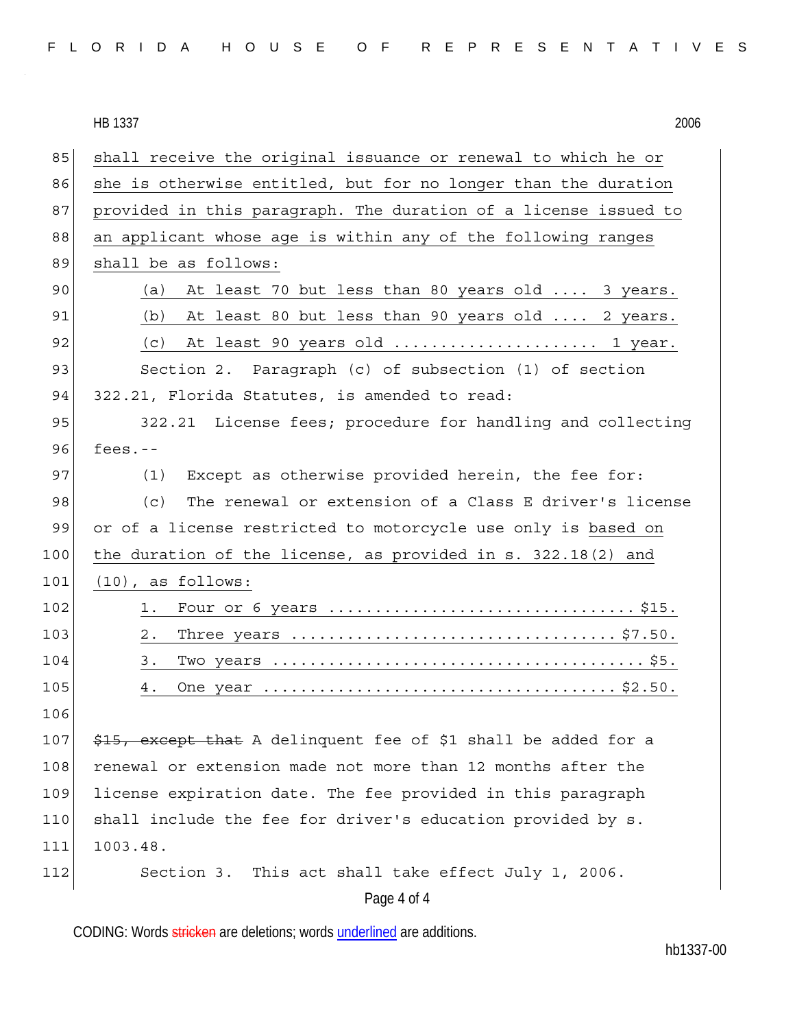shall receive the original issuance or renewal to which he or she is otherwise entitled, but for no longer than the duration provided in this paragraph. The duration of a license issued to an applicant whose age is within any of the following ranges shall be as follows:

(a) At least 70 but less than 80 years old .... 3 years.

(b) At least 80 but less than 90 years old .... 2 years.

(c) At least 90 years old ...................... 1 year.

Section 2. Paragraph (c) of subsection (1) of section 322.21, Florida Statutes, is amended to read:

322.21 License fees; procedure for handling and collecting fees.--

(1) Except as otherwise provided herein, the fee for:

(c) The renewal or extension of a Class E driver's license or of a license restricted to motorcycle use only is based on the duration of the license, as provided in s. 322.18(2) and (10), as follows:

1. Four or 6 years ................................ $15.

2. Three years .................................. $7.50.

3. Two years ........................................ $5.

4. One year ..................................... $2.50.

~~$15, except that~~ A delinquent fee of $1 shall be added for a renewal or extension made not more than 12 months after the license expiration date. The fee provided in this paragraph shall include the fee for driver's education provided by s. 1003.48.

Section 3. This act shall take effect July 1, 2006.